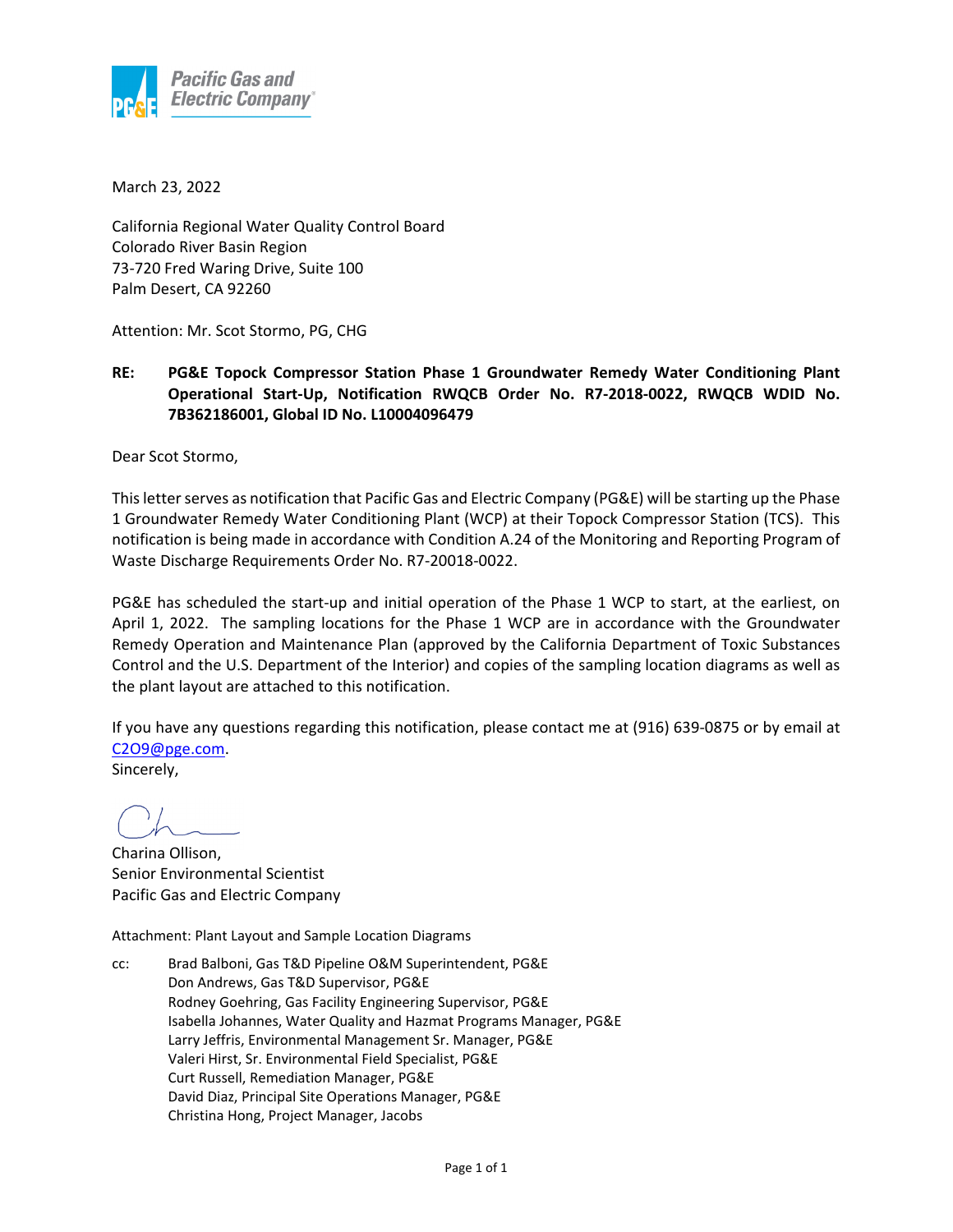Pacific Gas and Electric Company

March 23, 2022

California Regional Water Quality Control Board
Colorado River Basin Region
73-720 Fred Waring Drive, Suite 100
Palm Desert, CA 92260

Attention: Mr. Scot Stormo, PG, CHG

**RE: PG&E Topock Compressor Station Phase 1 Groundwater Remedy Water Conditioning Plant Operational Start-Up, Notification RWQCB Order No. R7-2018-0022, RWQCB WDID No. 7B362186001, Global ID No. L10004096479**

Dear Scot Stormo,

This letter serves as notification that Pacific Gas and Electric Company (PG&E) will be starting up the Phase 1 Groundwater Remedy Water Conditioning Plant (WCP) at their Topock Compressor Station (TCS). This notification is being made in accordance with Condition A.24 of the Monitoring and Reporting Program of Waste Discharge Requirements Order No. R7-20018-0022.

PG&E has scheduled the start-up and initial operation of the Phase 1 WCP to start, at the earliest, on April 1, 2022. The sampling locations for the Phase 1 WCP are in accordance with the Groundwater Remedy Operation and Maintenance Plan (approved by the California Department of Toxic Substances Control and the U.S. Department of the Interior) and copies of the sampling location diagrams as well as the plant layout are attached to this notification.

If you have any questions regarding this notification, please contact me at (916) 639-0875 or by email at C2O9@pge.com.

Sincerely,

Charina Ollison,
Senior Environmental Scientist
Pacific Gas and Electric Company

Attachment: Plant Layout and Sample Location Diagrams

cc: Brad Balboni, Gas T&D Pipeline O&M Superintendent, PG&E
Don Andrews, Gas T&D Supervisor, PG&E
Rodney Goehring, Gas Facility Engineering Supervisor, PG&E
Isabella Johannes, Water Quality and Hazmat Programs Manager, PG&E
Larry Jeffris, Environmental Management Sr. Manager, PG&E
Valeri Hirst, Sr. Environmental Field Specialist, PG&E
Curt Russell, Remediation Manager, PG&E
David Diaz, Principal Site Operations Manager, PG&E
Christina Hong, Project Manager, Jacobs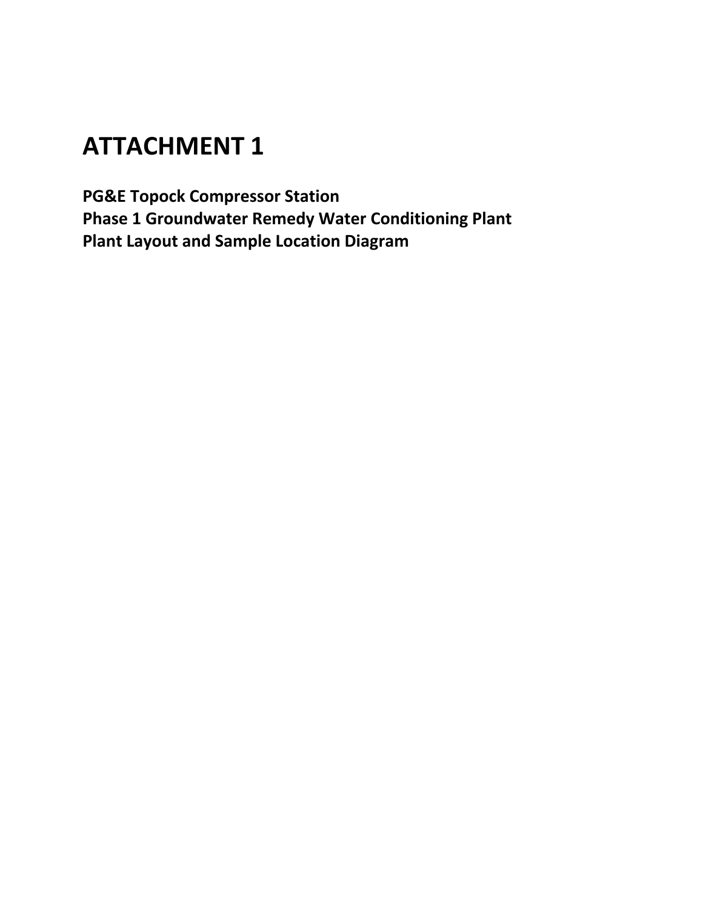# ATTACHMENT 1

**PG&E Topock Compressor Station**
**Phase 1 Groundwater Remedy Water Conditioning Plant**
**Plant Layout and Sample Location Diagram**